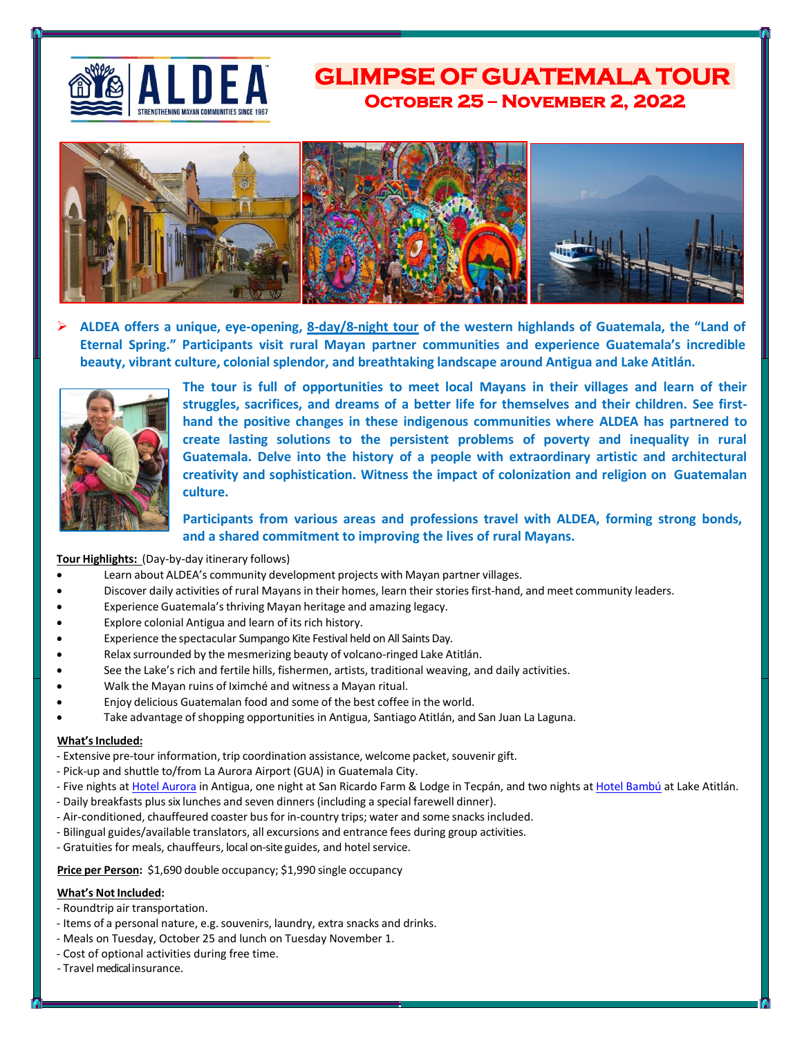# GLIMPSE OF GUATEMALA TOUR

## October 25 – November 2, 2022

- **ALDEA offers a unique, eye-opening, 8-day/8-night tour of the western highlands of Guatemala, the "Land of Eternal Spring." Participants visit rural Mayan partner communities and experience Guatemala's incredible beauty, vibrant culture, colonial splendor, and breathtaking landscape around Antigua and Lake Atitlán.**

**The tour is full of opportunities to meet local Mayans in their villages and learn of their struggles, sacrifices, and dreams of a better life for themselves and their children. See first-hand the positive changes in these indigenous communities where ALDEA has partnered to create lasting solutions to the persistent problems of poverty and inequality in rural Guatemala. Delve into the history of a people with extraordinary artistic and architectural creativity and sophistication. Witness the impact of colonization and religion on Guatemalan culture.**

**Participants from various areas and professions travel with ALDEA, forming strong bonds, and a shared commitment to improving the lives of rural Mayans.**

**Tour Highlights:** (Day-by-day itinerary follows)

- Learn about ALDEA's community development projects with Mayan partner villages.
- Discover daily activities of rural Mayans in their homes, learn their stories first-hand, and meet community leaders.
- Experience Guatemala's thriving Mayan heritage and amazing legacy.
- Explore colonial Antigua and learn of its rich history.
- Experience the spectacular Sumpango Kite Festival held on All Saints Day.
- Relax surrounded by the mesmerizing beauty of volcano-ringed Lake Atitlán.
- See the Lake's rich and fertile hills, fishermen, artists, traditional weaving, and daily activities.
- Walk the Mayan ruins of Iximché and witness a Mayan ritual.
- Enjoy delicious Guatemalan food and some of the best coffee in the world.
- Take advantage of shopping opportunities in Antigua, Santiago Atitlán, and San Juan La Laguna.

**What's Included:**

- Extensive pre-tour information, trip coordination assistance, welcome packet, souvenir gift.
- Pick-up and shuttle to/from La Aurora Airport (GUA) in Guatemala City.
- Five nights at Hotel Aurora in Antigua, one night at San Ricardo Farm & Lodge in Tecpán, and two nights at Hotel Bambú at Lake Atitlán.
- Daily breakfasts plus six lunches and seven dinners (including a special farewell dinner).
- Air-conditioned, chauffeured coaster bus for in-country trips; water and some snacks included.
- Bilingual guides/available translators, all excursions and entrance fees during group activities.
- Gratuities for meals, chauffeurs, local on-site guides, and hotel service.

**Price per Person:** $1,690 double occupancy; $1,990 single occupancy

**What's Not Included:**

- Roundtrip air transportation.
- Items of a personal nature, e.g. souvenirs, laundry, extra snacks and drinks.
- Meals on Tuesday, October 25 and lunch on Tuesday November 1.
- Cost of optional activities during free time.
- Travel medical insurance.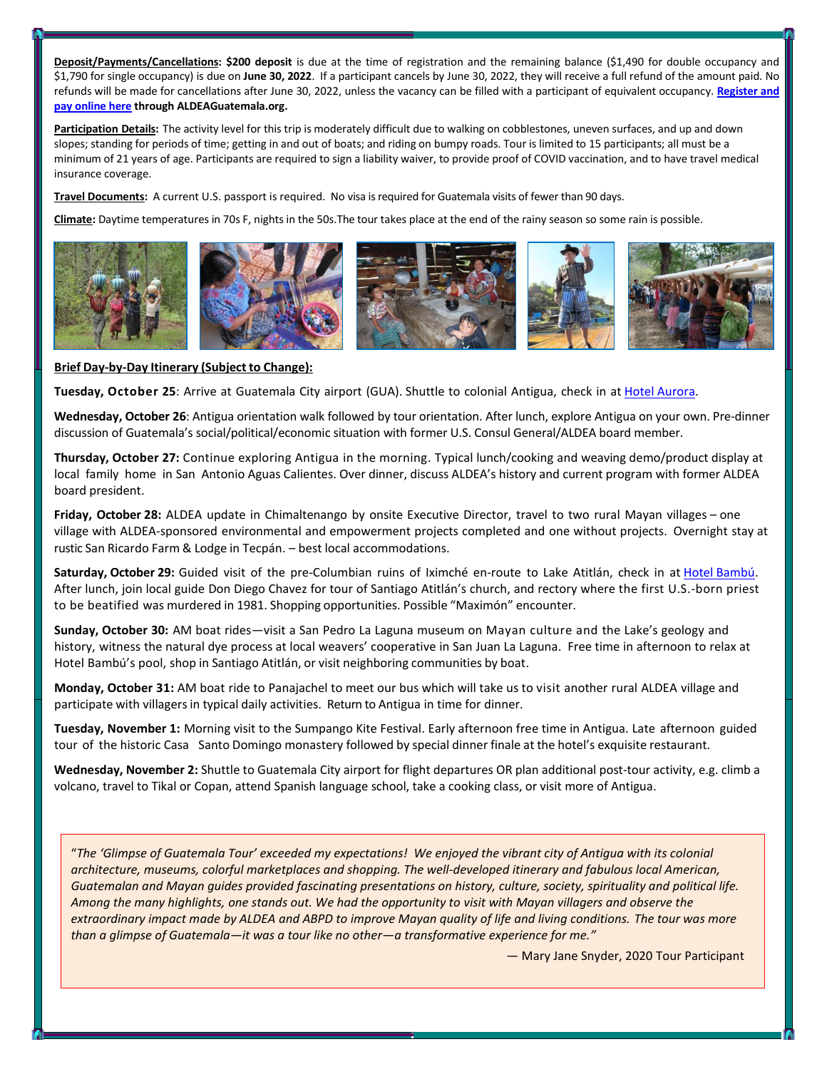**Deposit/Payments/Cancellations: $200 deposit** is due at the time of registration and the remaining balance ($1,490 for double occupancy and $1,790 for single occupancy) is due on **June 30, 2022**. If a participant cancels by June 30, 2022, they will receive a full refund of the amount paid. No refunds will be made for cancellations after June 30, 2022, unless the vacancy can be filled with a participant of equivalent occupancy. **Register and pay online here through ALDEAGuatemala.org.**

**Participation Details:** The activity level for this trip is moderately difficult due to walking on cobblestones, uneven surfaces, and up and down slopes; standing for periods of time; getting in and out of boats; and riding on bumpy roads. Tour is limited to 15 participants; all must be a minimum of 21 years of age. Participants are required to sign a liability waiver, to provide proof of COVID vaccination, and to have travel medical insurance coverage.

**Travel Documents:** A current U.S. passport is required. No visa is required for Guatemala visits of fewer than 90 days.

**Climate:** Daytime temperatures in 70s F, nights in the 50s.The tour takes place at the end of the rainy season so some rain is possible.

**Brief Day-by-Day Itinerary (Subject to Change):**

**Tuesday, October 25**: Arrive at Guatemala City airport (GUA). Shuttle to colonial Antigua, check in at Hotel Aurora.

**Wednesday, October 26**: Antigua orientation walk followed by tour orientation. After lunch, explore Antigua on your own. Pre-dinner discussion of Guatemala's social/political/economic situation with former U.S. Consul General/ALDEA board member.

**Thursday, October 27:** Continue exploring Antigua in the morning. Typical lunch/cooking and weaving demo/product display at local family home in San Antonio Aguas Calientes. Over dinner, discuss ALDEA's history and current program with former ALDEA board president.

**Friday, October 28:** ALDEA update in Chimaltenango by onsite Executive Director, travel to two rural Mayan villages – one village with ALDEA-sponsored environmental and empowerment projects completed and one without projects. Overnight stay at rustic San Ricardo Farm & Lodge in Tecpán. – best local accommodations.

**Saturday, October 29:** Guided visit of the pre-Columbian ruins of Iximché en-route to Lake Atitlán, check in at Hotel Bambú. After lunch, join local guide Don Diego Chavez for tour of Santiago Atitlán's church, and rectory where the first U.S.-born priest to be beatified was murdered in 1981. Shopping opportunities. Possible "Maximón" encounter.

**Sunday, October 30:** AM boat rides—visit a San Pedro La Laguna museum on Mayan culture and the Lake's geology and history, witness the natural dye process at local weavers' cooperative in San Juan La Laguna. Free time in afternoon to relax at Hotel Bambú's pool, shop in Santiago Atitlán, or visit neighboring communities by boat.

**Monday, October 31:** AM boat ride to Panajachel to meet our bus which will take us to visit another rural ALDEA village and participate with villagers in typical daily activities. Return to Antigua in time for dinner.

**Tuesday, November 1:** Morning visit to the Sumpango Kite Festival. Early afternoon free time in Antigua. Late afternoon guided tour of the historic Casa Santo Domingo monastery followed by special dinner finale at the hotel's exquisite restaurant.

**Wednesday, November 2:** Shuttle to Guatemala City airport for flight departures OR plan additional post-tour activity, e.g. climb a volcano, travel to Tikal or Copan, attend Spanish language school, take a cooking class, or visit more of Antigua.

"*The 'Glimpse of Guatemala Tour' exceeded my expectations! We enjoyed the vibrant city of Antigua with its colonial architecture, museums, colorful marketplaces and shopping. The well-developed itinerary and fabulous local American, Guatemalan and Mayan guides provided fascinating presentations on history, culture, society, spirituality and political life. Among the many highlights, one stands out. We had the opportunity to visit with Mayan villagers and observe the extraordinary impact made by ALDEA and ABPD to improve Mayan quality of life and living conditions. The tour was more than a glimpse of Guatemala—it was a tour like no other—a transformative experience for me.*"

— Mary Jane Snyder, 2020 Tour Participant